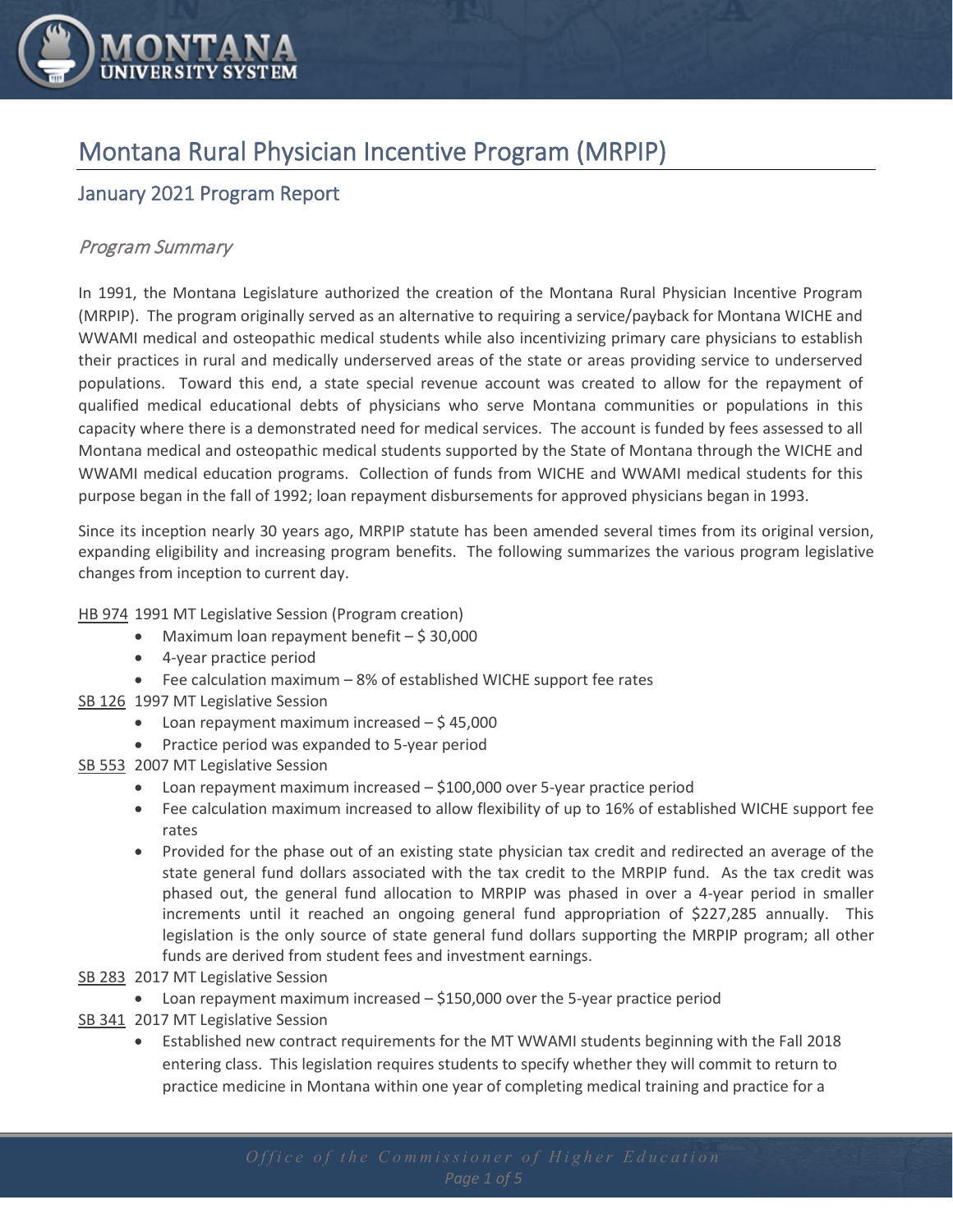# Montana Rural Physician Incentive Program (MRPIP)

## January 2021 Program Report

### *Program Summary*

In 1991, the Montana Legislature authorized the creation of the Montana Rural Physician Incentive Program (MRPIP). The program originally served as an alternative to requiring a service/payback for Montana WICHE and WWAMI medical and osteopathic medical students while also incentivizing primary care physicians to establish their practices in rural and medically underserved areas of the state or areas providing service to underserved populations. Toward this end, a state special revenue account was created to allow for the repayment of qualified medical educational debts of physicians who serve Montana communities or populations in this capacity where there is a demonstrated need for medical services. The account is funded by fees assessed to all Montana medical and osteopathic medical students supported by the State of Montana through the WICHE and WWAMI medical education programs. Collection of funds from WICHE and WWAMI medical students for this purpose began in the fall of 1992; loan repayment disbursements for approved physicians began in 1993.

Since its inception nearly 30 years ago, MRPIP statute has been amended several times from its original version, expanding eligibility and increasing program benefits. The following summarizes the various program legislative changes from inception to current day.

<u>HB 974</u> 1991 MT Legislative Session (Program creation)

- Maximum loan repayment benefit – $ 30,000
- 4-year practice period
- Fee calculation maximum – 8% of established WICHE support fee rates

<u>SB 126</u> 1997 MT Legislative Session

- Loan repayment maximum increased – $ 45,000
- Practice period was expanded to 5-year period

<u>SB 553</u> 2007 MT Legislative Session

- Loan repayment maximum increased – $100,000 over 5-year practice period
- Fee calculation maximum increased to allow flexibility of up to 16% of established WICHE support fee rates
- Provided for the phase out of an existing state physician tax credit and redirected an average of the state general fund dollars associated with the tax credit to the MRPIP fund. As the tax credit was phased out, the general fund allocation to MRPIP was phased in over a 4-year period in smaller increments until it reached an ongoing general fund appropriation of $227,285 annually. This legislation is the only source of state general fund dollars supporting the MRPIP program; all other funds are derived from student fees and investment earnings.

<u>SB 283</u> 2017 MT Legislative Session

- Loan repayment maximum increased – $150,000 over the 5-year practice period

<u>SB 341</u> 2017 MT Legislative Session

- Established new contract requirements for the MT WWAMI students beginning with the Fall 2018 entering class. This legislation requires students to specify whether they will commit to return to practice medicine in Montana within one year of completing medical training and practice for a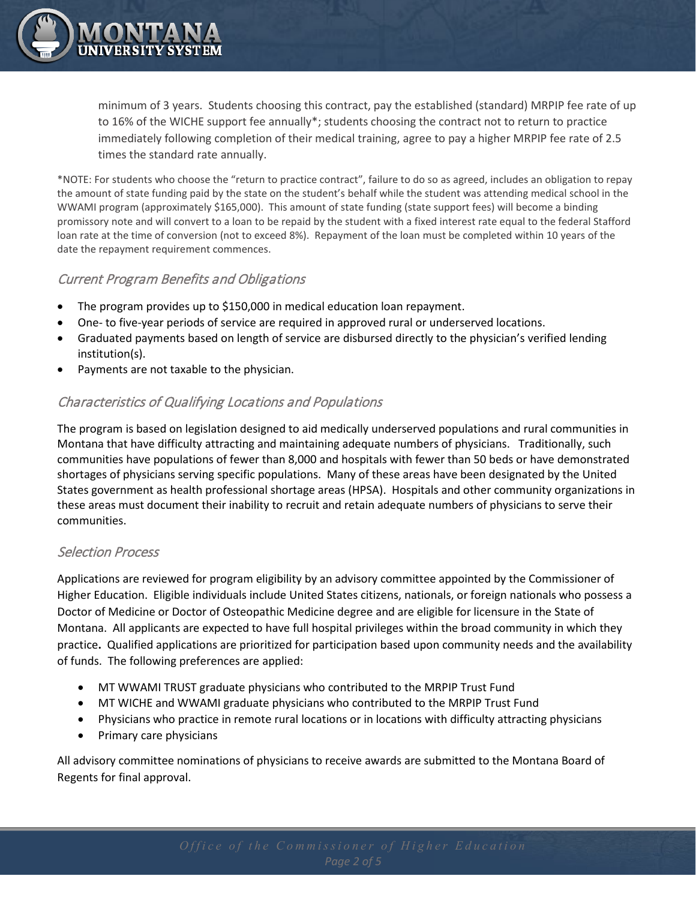minimum of 3 years. Students choosing this contract, pay the established (standard) MRPIP fee rate of up to 16% of the WICHE support fee annually*; students choosing the contract not to return to practice immediately following completion of their medical training, agree to pay a higher MRPIP fee rate of 2.5 times the standard rate annually.

*NOTE: For students who choose the "return to practice contract", failure to do so as agreed, includes an obligation to repay the amount of state funding paid by the state on the student's behalf while the student was attending medical school in the WWAMI program (approximately $165,000). This amount of state funding (state support fees) will become a binding promissory note and will convert to a loan to be repaid by the student with a fixed interest rate equal to the federal Stafford loan rate at the time of conversion (not to exceed 8%). Repayment of the loan must be completed within 10 years of the date the repayment requirement commences.

## *Current Program Benefits and Obligations*

- The program provides up to $150,000 in medical education loan repayment.
- One- to five-year periods of service are required in approved rural or underserved locations.
- Graduated payments based on length of service are disbursed directly to the physician's verified lending institution(s).
- Payments are not taxable to the physician.

## *Characteristics of Qualifying Locations and Populations*

The program is based on legislation designed to aid medically underserved populations and rural communities in Montana that have difficulty attracting and maintaining adequate numbers of physicians. Traditionally, such communities have populations of fewer than 8,000 and hospitals with fewer than 50 beds or have demonstrated shortages of physicians serving specific populations. Many of these areas have been designated by the United States government as health professional shortage areas (HPSA). Hospitals and other community organizations in these areas must document their inability to recruit and retain adequate numbers of physicians to serve their communities.

## *Selection Process*

Applications are reviewed for program eligibility by an advisory committee appointed by the Commissioner of Higher Education. Eligible individuals include United States citizens, nationals, or foreign nationals who possess a Doctor of Medicine or Doctor of Osteopathic Medicine degree and are eligible for licensure in the State of Montana. All applicants are expected to have full hospital privileges within the broad community in which they practice. Qualified applications are prioritized for participation based upon community needs and the availability of funds. The following preferences are applied:

- MT WWAMI TRUST graduate physicians who contributed to the MRPIP Trust Fund
- MT WICHE and WWAMI graduate physicians who contributed to the MRPIP Trust Fund
- Physicians who practice in remote rural locations or in locations with difficulty attracting physicians
- Primary care physicians

All advisory committee nominations of physicians to receive awards are submitted to the Montana Board of Regents for final approval.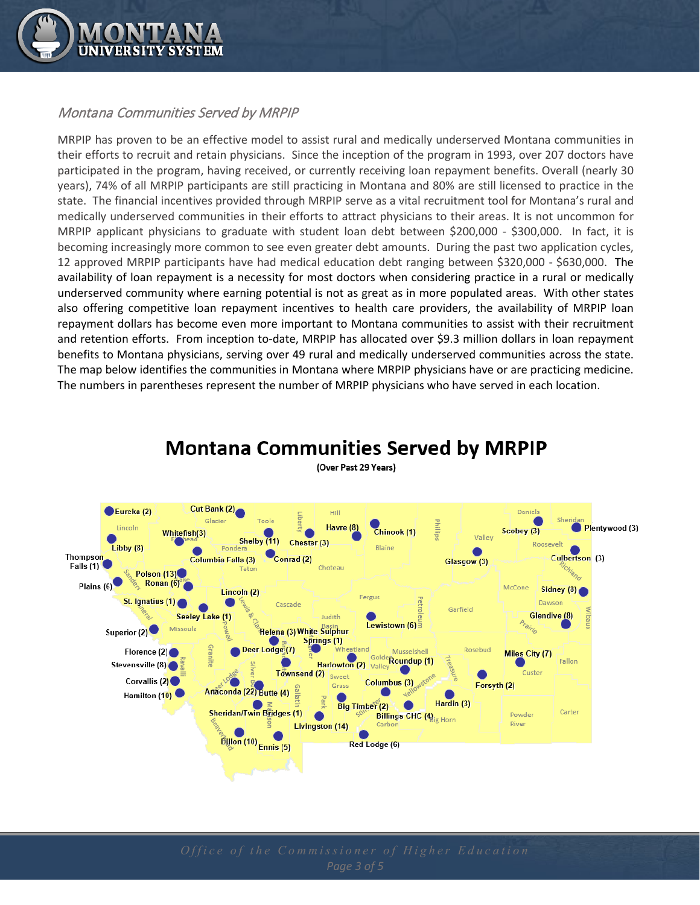*Montana Communities Served by MRPIP*

MRPIP has proven to be an effective model to assist rural and medically underserved Montana communities in their efforts to recruit and retain physicians. Since the inception of the program in 1993, over 207 doctors have participated in the program, having received, or currently receiving loan repayment benefits. Overall (nearly 30 years), 74% of all MRPIP participants are still practicing in Montana and 80% are still licensed to practice in the state. The financial incentives provided through MRPIP serve as a vital recruitment tool for Montana's rural and medically underserved communities in their efforts to attract physicians to their areas. It is not uncommon for MRPIP applicant physicians to graduate with student loan debt between $200,000 - $300,000. In fact, it is becoming increasingly more common to see even greater debt amounts. During the past two application cycles, 12 approved MRPIP participants have had medical education debt ranging between $320,000 - $630,000. The availability of loan repayment is a necessity for most doctors when considering practice in a rural or medically underserved community where earning potential is not as great as in more populated areas. With other states also offering competitive loan repayment incentives to health care providers, the availability of MRPIP loan repayment dollars has become even more important to Montana communities to assist with their recruitment and retention efforts. From inception to-date, MRPIP has allocated over $9.3 million dollars in loan repayment benefits to Montana physicians, serving over 49 rural and medically underserved communities across the state. The map below identifies the communities in Montana where MRPIP physicians have or are practicing medicine. The numbers in parentheses represent the number of MRPIP physicians who have served in each location.

## Montana Communities Served by MRPIP

**(Over Past 29 Years)**

Eureka (2), Cut Bank (2), Havre (8), Chinook (1), Scobey (3), Plentywood (3), Whitefish(3), Libby (8), Shelby (11), Chester (3), Thompson Falls (1), Columbia Falls (3), Conrad (2), Glasgow (3), Culbertson (3), Polson (13), Ronan (6), Plains (6), Sidney (8), Lincoln (2), St. Ignatius (1), Seeley Lake (1), Glendive (8), Lewistown (6), Superior (2), Helena (3), White Sulphur Springs (1), Deer Lodge (7), Florence (2), Miles City (7), Stevensville (8), Harlowton (2), Roundup (1), Townsend (2), Corvallis (2), Columbus (3), Forsyth (2), Anaconda (22), Butte (4), Hamilton (10), Hardin (3), Big Timber (2), Sheridan/Twin Bridges (1), Billings CHC (4), Livingston (14), Dillon (10), Ennis (5), Red Lodge (6)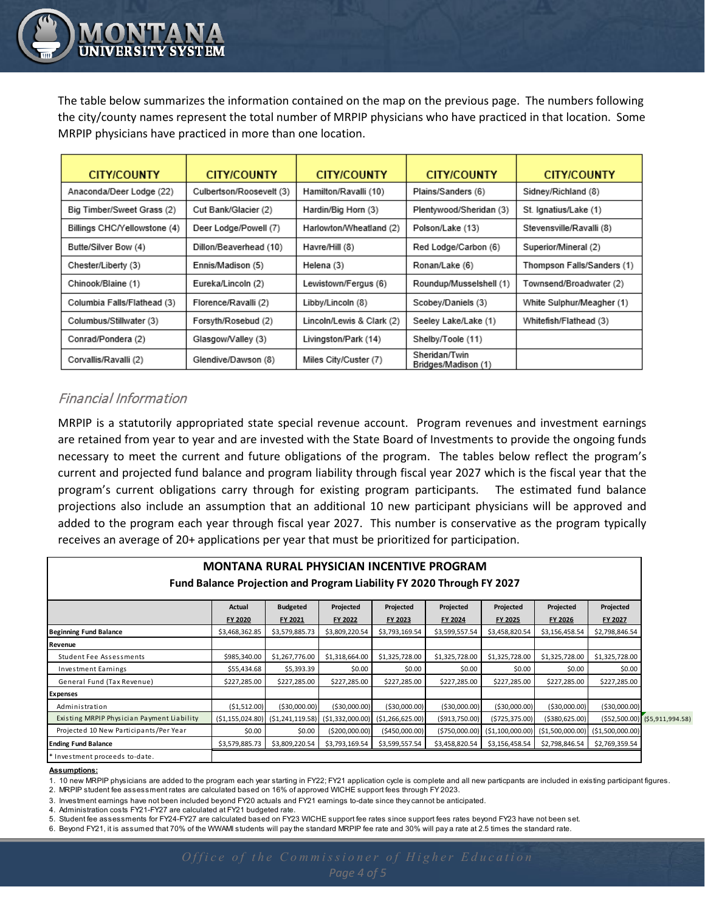The table below summarizes the information contained on the map on the previous page. The numbers following the city/county names represent the total number of MRPIP physicians who have practiced in that location. Some MRPIP physicians have practiced in more than one location.

| CITY/COUNTY | CITY/COUNTY | CITY/COUNTY | CITY/COUNTY | CITY/COUNTY |
|---|---|---|---|---|
| Anaconda/Deer Lodge (22) | Culbertson/Roosevelt (3) | Hamilton/Ravalli (10) | Plains/Sanders (6) | Sidney/Richland (8) |
| Big Timber/Sweet Grass (2) | Cut Bank/Glacier (2) | Hardin/Big Horn (3) | Plentywood/Sheridan (3) | St. Ignatius/Lake (1) |
| Billings CHC/Yellowstone (4) | Deer Lodge/Powell (7) | Harlowton/Wheatland (2) | Polson/Lake (13) | Stevensville/Ravalli (8) |
| Butte/Silver Bow (4) | Dillon/Beaverhead (10) | Havre/Hill (8) | Red Lodge/Carbon (6) | Superior/Mineral (2) |
| Chester/Liberty (3) | Ennis/Madison (5) | Helena (3) | Ronan/Lake (6) | Thompson Falls/Sanders (1) |
| Chinook/Blaine (1) | Eureka/Lincoln (2) | Lewistown/Fergus (6) | Roundup/Musselshell (1) | Townsend/Broadwater (2) |
| Columbia Falls/Flathead (3) | Florence/Ravalli (2) | Libby/Lincoln (8) | Scobey/Daniels (3) | White Sulphur/Meagher (1) |
| Columbus/Stillwater (3) | Forsyth/Rosebud (2) | Lincoln/Lewis & Clark (2) | Seeley Lake/Lake (1) | Whitefish/Flathead (3) |
| Conrad/Pondera (2) | Glasgow/Valley (3) | Livingston/Park (14) | Shelby/Toole (11) | |
| Corvallis/Ravalli (2) | Glendive/Dawson (8) | Miles City/Custer (7) | Sheridan/Twin Bridges/Madison (1) | |

## *Financial Information*

MRPIP is a statutorily appropriated state special revenue account. Program revenues and investment earnings are retained from year to year and are invested with the State Board of Investments to provide the ongoing funds necessary to meet the current and future obligations of the program. The tables below reflect the program's current and projected fund balance and program liability through fiscal year 2027 which is the fiscal year that the program's current obligations carry through for existing program participants. The estimated fund balance projections also include an assumption that an additional 10 new participant physicians will be approved and added to the program each year through fiscal year 2027. This number is conservative as the program typically receives an average of 20+ applications per year that must be prioritized for participation.

**MONTANA RURAL PHYSICIAN INCENTIVE PROGRAM**
**Fund Balance Projection and Program Liability FY 2020 Through FY 2027**

| | Actual FY 2020 | Budgeted FY 2021 | Projected FY 2022 | Projected FY 2023 | Projected FY 2024 | Projected FY 2025 | Projected FY 2026 | Projected FY 2027 | |
|---|---|---|---|---|---|---|---|---|---|
| **Beginning Fund Balance** | $3,468,362.85 | $3,579,885.73 | $3,809,220.54 | $3,793,169.54 | $3,599,557.54 | $3,458,820.54 | $3,156,458.54 | $2,798,846.54 | |
| **Revenue** | | | | | | | | | |
| Student Fee Assessments | $985,340.00 | $1,267,776.00 | $1,318,664.00 | $1,325,728.00 | $1,325,728.00 | $1,325,728.00 | $1,325,728.00 | $1,325,728.00 | |
| Investment Earnings | $55,434.68 | $5,393.39 | $0.00 | $0.00 | $0.00 | $0.00 | $0.00 | $0.00 | |
| General Fund (Tax Revenue) | $227,285.00 | $227,285.00 | $227,285.00 | $227,285.00 | $227,285.00 | $227,285.00 | $227,285.00 | $227,285.00 | |
| **Expenses** | | | | | | | | | |
| Administration | ($1,512.00) | ($30,000.00) | ($30,000.00) | ($30,000.00) | ($30,000.00) | ($30,000.00) | ($30,000.00) | ($30,000.00) | |
| Existing MRPIP Physician Payment Liability | ($1,155,024.80) | ($1,241,119.58) | ($1,332,000.00) | ($1,266,625.00) | ($913,750.00) | ($725,375.00) | ($380,625.00) | ($52,500.00) | ($5,911,994.58) |
| Projected 10 New Participants/Per Year | $0.00 | $0.00 | ($200,000.00) | ($450,000.00) | ($750,000.00) | ($1,100,000.00) | ($1,500,000.00) | ($1,500,000.00) | |
| **Ending Fund Balance** | $3,579,885.73 | $3,809,220.54 | $3,793,169.54 | $3,599,557.54 | $3,458,820.54 | $3,156,458.54 | $2,798,846.54 | $2,769,359.54 | |
| * Investment proceeds to-date. | | | | | | | | | |

**Assumptions:**

1. 10 new MRPIP physicians are added to the program each year starting in FY22; FY21 application cycle is complete and all new particpants are included in existing participant figures.
2. MRPIP student fee assessment rates are calculated based on 16% of approved WICHE support fees through FY 2023.
3. Investment earnings have not been included beyond FY20 actuals and FY21 earnings to-date since they cannot be anticipated.
4. Administration costs FY21-FY27 are calculated at FY21 budgeted rate.
5. Student fee assessments for FY24-FY27 are calculated based on FY23 WICHE support fee rates since support fees rates beyond FY23 have not been set.
6. Beyond FY21, it is assumed that 70% of the WWAMI students will pay the standard MRPIP fee rate and 30% will pay a rate at 2.5 times the standard rate.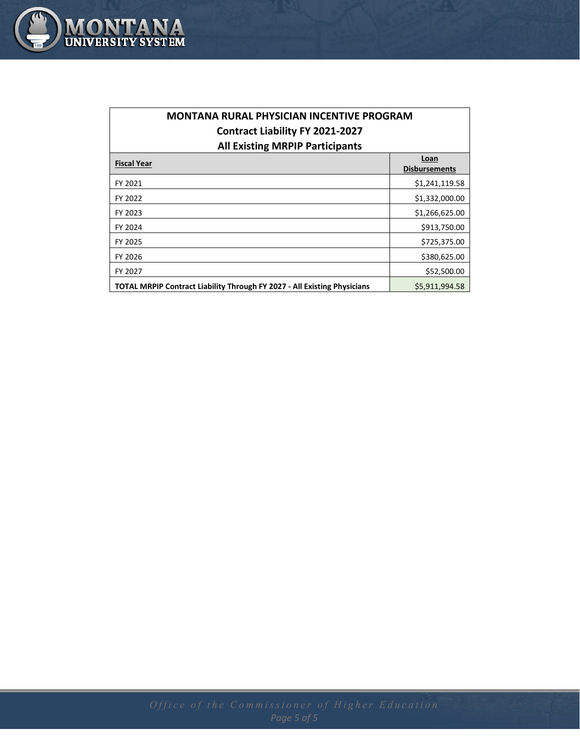## MONTANA RURAL PHYSICIAN INCENTIVE PROGRAM
### Contract Liability FY 2021-2027
### All Existing MRPIP Participants

| Fiscal Year | Loan Disbursements |
|---|---|
| FY 2021 | $1,241,119.58 |
| FY 2022 | $1,332,000.00 |
| FY 2023 | $1,266,625.00 |
| FY 2024 | $913,750.00 |
| FY 2025 | $725,375.00 |
| FY 2026 | $380,625.00 |
| FY 2027 | $52,500.00 |
| **TOTAL MRPIP Contract Liability Through FY 2027 - All Existing Physicians** | $5,911,994.58 |